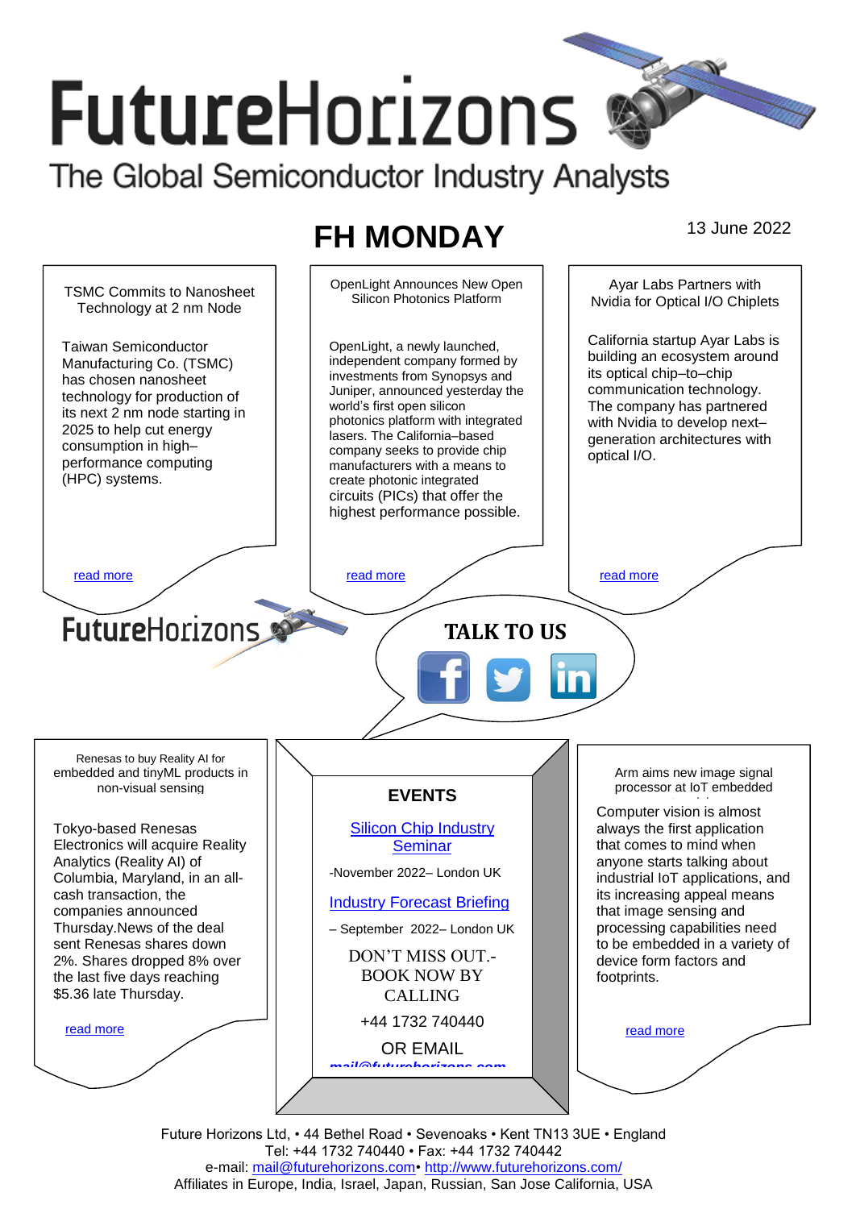# FutureHorizons

The Global Semiconductor Industry Analysts

## FH MONDAY

13 June 2022

### TSMC Commits to Nanosheet Technology at 2 nm Node

Taiwan Semiconductor Manufacturing Co. (TSMC) has chosen nanosheet technology for production of its next 2 nm node starting in 2025 to help cut energy consumption in high–performance computing (HPC) systems.

read more

### OpenLight Announces New Open Silicon Photonics Platform

OpenLight, a newly launched, independent company formed by investments from Synopsys and Juniper, announced yesterday the world's first open silicon photonics platform with integrated lasers. The California–based company seeks to provide chip manufacturers with a means to create photonic integrated circuits (PICs) that offer the highest performance possible.

read more

### Ayar Labs Partners with Nvidia for Optical I/O Chiplets

California startup Ayar Labs is building an ecosystem around its optical chip–to–chip communication technology. The company has partnered with Nvidia to develop next–generation architectures with optical I/O.

read more

FutureHorizons

**TALK TO US**

### Renesas to buy Reality AI for embedded and tinyML products in non-visual sensing

Tokyo-based Renesas Electronics will acquire Reality Analytics (Reality AI) of Columbia, Maryland, in an all-cash transaction, the companies announced Thursday.News of the deal sent Renesas shares down 2%. Shares dropped 8% over the last five days reaching $5.36 late Thursday.

read more

### EVENTS

Silicon Chip Industry Seminar

-November 2022– London UK

Industry Forecast Briefing

– September 2022– London UK

DON'T MISS OUT.- BOOK NOW BY CALLING

+44 1732 740440

OR EMAIL

mail@futurehorizons.com

### Arm aims new image signal processor at IoT embedded

Computer vision is almost always the first application that comes to mind when anyone starts talking about industrial IoT applications, and its increasing appeal means that image sensing and processing capabilities need to be embedded in a variety of device form factors and footprints.

read more

Future Horizons Ltd, • 44 Bethel Road • Sevenoaks • Kent TN13 3UE • England
Tel: +44 1732 740440 • Fax: +44 1732 740442
e-mail: mail@futurehorizons.com• http://www.futurehorizons.com/
Affiliates in Europe, India, Israel, Japan, Russian, San Jose California, USA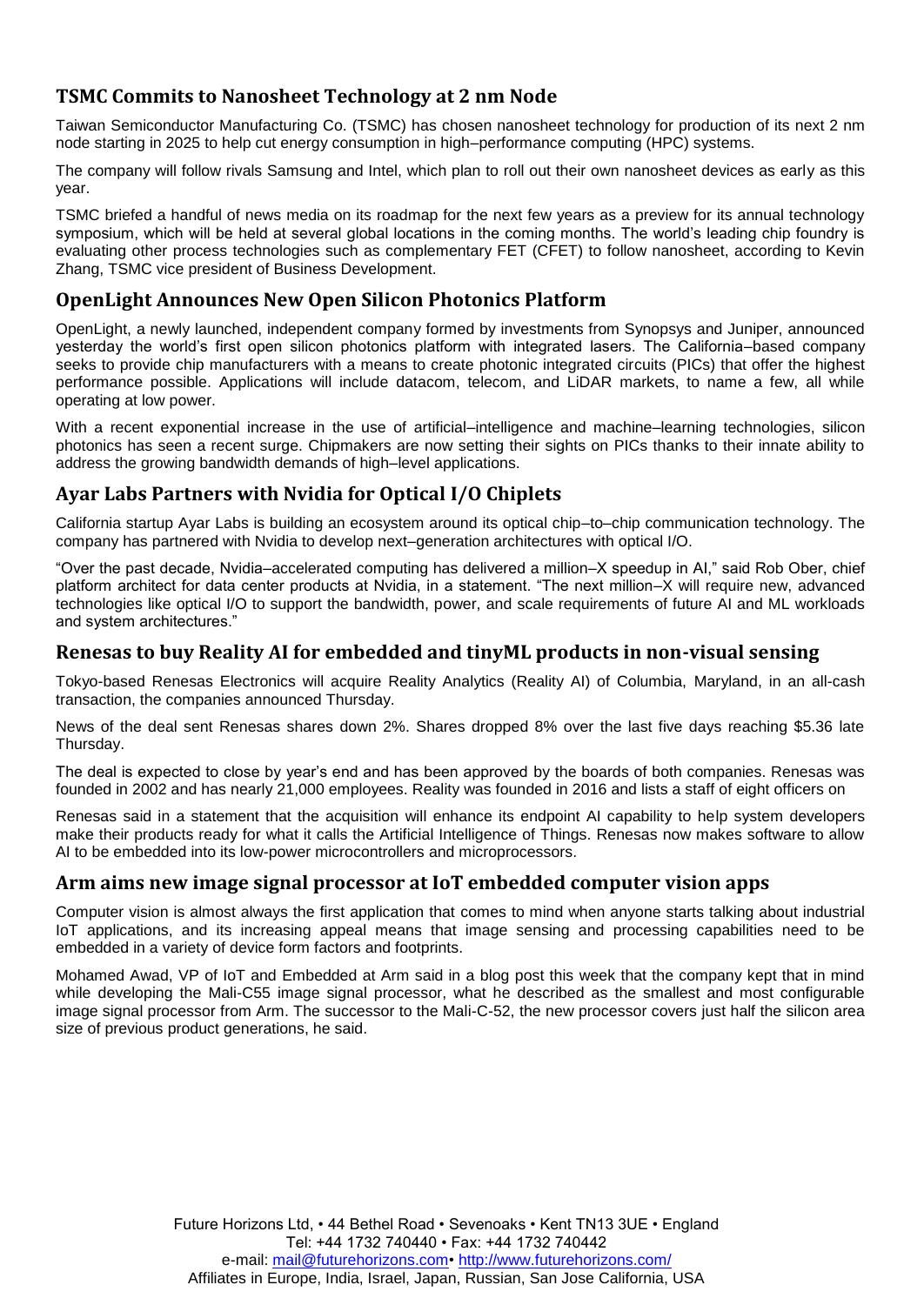## TSMC Commits to Nanosheet Technology at 2 nm Node

Taiwan Semiconductor Manufacturing Co. (TSMC) has chosen nanosheet technology for production of its next 2 nm node starting in 2025 to help cut energy consumption in high–performance computing (HPC) systems.

The company will follow rivals Samsung and Intel, which plan to roll out their own nanosheet devices as early as this year.

TSMC briefed a handful of news media on its roadmap for the next few years as a preview for its annual technology symposium, which will be held at several global locations in the coming months. The world's leading chip foundry is evaluating other process technologies such as complementary FET (CFET) to follow nanosheet, according to Kevin Zhang, TSMC vice president of Business Development.

## OpenLight Announces New Open Silicon Photonics Platform

OpenLight, a newly launched, independent company formed by investments from Synopsys and Juniper, announced yesterday the world's first open silicon photonics platform with integrated lasers. The California–based company seeks to provide chip manufacturers with a means to create photonic integrated circuits (PICs) that offer the highest performance possible. Applications will include datacom, telecom, and LiDAR markets, to name a few, all while operating at low power.

With a recent exponential increase in the use of artificial–intelligence and machine–learning technologies, silicon photonics has seen a recent surge. Chipmakers are now setting their sights on PICs thanks to their innate ability to address the growing bandwidth demands of high–level applications.

## Ayar Labs Partners with Nvidia for Optical I/O Chiplets

California startup Ayar Labs is building an ecosystem around its optical chip–to–chip communication technology. The company has partnered with Nvidia to develop next–generation architectures with optical I/O.

"Over the past decade, Nvidia–accelerated computing has delivered a million–X speedup in AI," said Rob Ober, chief platform architect for data center products at Nvidia, in a statement. "The next million–X will require new, advanced technologies like optical I/O to support the bandwidth, power, and scale requirements of future AI and ML workloads and system architectures."

## Renesas to buy Reality AI for embedded and tinyML products in non-visual sensing

Tokyo-based Renesas Electronics will acquire Reality Analytics (Reality AI) of Columbia, Maryland, in an all-cash transaction, the companies announced Thursday.

News of the deal sent Renesas shares down 2%. Shares dropped 8% over the last five days reaching $5.36 late Thursday.

The deal is expected to close by year's end and has been approved by the boards of both companies. Renesas was founded in 2002 and has nearly 21,000 employees. Reality was founded in 2016 and lists a staff of eight officers on

Renesas said in a statement that the acquisition will enhance its endpoint AI capability to help system developers make their products ready for what it calls the Artificial Intelligence of Things. Renesas now makes software to allow AI to be embedded into its low-power microcontrollers and microprocessors.

## Arm aims new image signal processor at IoT embedded computer vision apps

Computer vision is almost always the first application that comes to mind when anyone starts talking about industrial IoT applications, and its increasing appeal means that image sensing and processing capabilities need to be embedded in a variety of device form factors and footprints.

Mohamed Awad, VP of IoT and Embedded at Arm said in a blog post this week that the company kept that in mind while developing the Mali-C55 image signal processor, what he described as the smallest and most configurable image signal processor from Arm. The successor to the Mali-C-52, the new processor covers just half the silicon area size of previous product generations, he said.

Future Horizons Ltd, • 44 Bethel Road • Sevenoaks • Kent TN13 3UE • England
Tel: +44 1732 740440 • Fax: +44 1732 740442
e-mail: mail@futurehorizons.com• http://www.futurehorizons.com/
Affiliates in Europe, India, Israel, Japan, Russian, San Jose California, USA